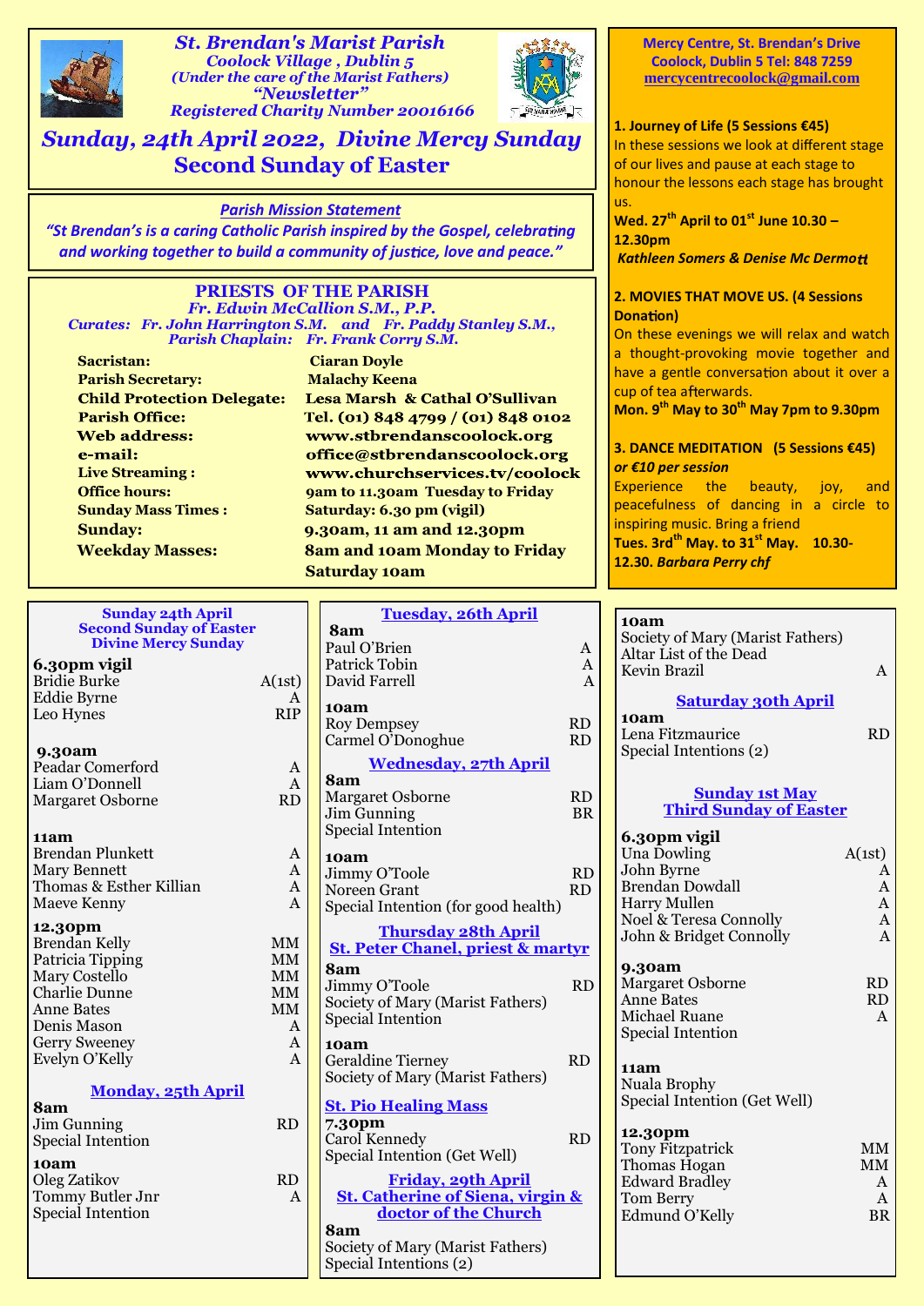# St. Brendan's Marist Parish

*Coolock Village , Dublin 5*
*(Under the care of the Marist Fathers)*
*"Newsletter"*
*Registered Charity Number 20016166*

## Sunday, 24th April 2022, Divine Mercy Sunday
## Second Sunday of Easter

*Parish Mission Statement*

*"St Brendan's is a caring Catholic Parish inspired by the Gospel, celebrating and working together to build a community of justice, love and peace."*

### PRIESTS OF THE PARISH

*Fr. Edwin McCallion S.M., P.P.*
*Curates: Fr. John Harrington S.M. and Fr. Paddy Stanley S.M.,*
*Parish Chaplain: Fr. Frank Corry S.M.*

| | |
|---|---|
| **Sacristan:** | **Ciaran Doyle** |
| **Parish Secretary:** | **Malachy Keena** |
| **Child Protection Delegate:** | **Lesa Marsh & Cathal O'Sullivan** |
| **Parish Office:** | **Tel. (01) 848 4799 / (01) 848 0102** |
| **Web address:** | **www.stbrendanscoolock.org** |
| **e-mail:** | **office@stbrendanscoolock.org** |
| **Live Streaming :** | **www.churchservices.tv/coolock** |
| **Office hours:** | **9am to 11.30am Tuesday to Friday** |
| **Sunday Mass Times :** | **Saturday: 6.30 pm (vigil)** |
| **Sunday:** | **9.30am, 11 am and 12.30pm** |
| **Weekday Masses:** | **8am and 10am Monday to Friday** |
| | **Saturday 10am** |

**Mercy Centre, St. Brendan's Drive**
**Coolock, Dublin 5 Tel: 848 7259**
**mercycentrecoolock@gmail.com**

**1. Journey of Life (5 Sessions €45)**
In these sessions we look at different stage of our lives and pause at each stage to honour the lessons each stage has brought us.
**Wed. 27th April to 01st June 10.30 – 12.30pm**
***Kathleen Somers & Denise Mc Dermott***

**2. MOVIES THAT MOVE US. (4 Sessions Donation)**
On these evenings we will relax and watch a thought-provoking movie together and have a gentle conversation about it over a cup of tea afterwards.
**Mon. 9th May to 30th May 7pm to 9.30pm**

**3. DANCE MEDITATION (5 Sessions €45)**
***or €10 per session***
Experience the beauty, joy, and peacefulness of dancing in a circle to inspiring music. Bring a friend
**Tues. 3rd May. to 31st May. 10.30-12.30.** ***Barbara Perry chf***

### Sunday 24th April
### Second Sunday of Easter
### Divine Mercy Sunday

**6.30pm vigil**

| | |
|---|---|
| Bridie Burke | A(1st) |
| Eddie Byrne | A |
| Leo Hynes | RIP |

**9.30am**

| | |
|---|---|
| Peadar Comerford | A |
| Liam O'Donnell | A |
| Margaret Osborne | RD |

**11am**

| | |
|---|---|
| Brendan Plunkett | A |
| Mary Bennett | A |
| Thomas & Esther Killian | A |
| Maeve Kenny | A |

**12.30pm**

| | |
|---|---|
| Brendan Kelly | MM |
| Patricia Tipping | MM |
| Mary Costello | MM |
| Charlie Dunne | MM |
| Anne Bates | MM |
| Denis Mason | A |
| Gerry Sweeney | A |
| Evelyn O'Kelly | A |

### Monday, 25th April

**8am**

| | |
|---|---|
| Jim Gunning | RD |
| Special Intention | |

**10am**

| | |
|---|---|
| Oleg Zatikov | RD |
| Tommy Butler Jnr | A |
| Special Intention | |

### Tuesday, 26th April

**8am**

| | |
|---|---|
| Paul O'Brien | A |
| Patrick Tobin | A |
| David Farrell | A |

**10am**

| | |
|---|---|
| Roy Dempsey | RD |
| Carmel O'Donoghue | RD |

### Wednesday, 27th April

**8am**

| | |
|---|---|
| Margaret Osborne | RD |
| Jim Gunning | BR |
| Special Intention | |

**10am**

| | |
|---|---|
| Jimmy O'Toole | RD |
| Noreen Grant | RD |
| Special Intention (for good health) | |

### Thursday 28th April
### St. Peter Chanel, priest & martyr

**8am**

| | |
|---|---|
| Jimmy O'Toole | RD |
| Society of Mary (Marist Fathers) | |
| Special Intention | |

**10am**

| | |
|---|---|
| Geraldine Tierney | RD |
| Society of Mary (Marist Fathers) | |

### St. Pio Healing Mass

**7.30pm**

| | |
|---|---|
| Carol Kennedy | RD |
| Special Intention (Get Well) | |

### Friday, 29th April
### St. Catherine of Siena, virgin & doctor of the Church

**8am**

Society of Mary (Marist Fathers)
Special Intentions (2)

**10am**

| | |
|---|---|
| Society of Mary (Marist Fathers) | |
| Altar List of the Dead | |
| Kevin Brazil | A |

### Saturday 30th April

**10am**

| | |
|---|---|
| Lena Fitzmaurice | RD |
| Special Intentions (2) | |

### Sunday 1st May
### Third Sunday of Easter

**6.30pm vigil**

| | |
|---|---|
| Una Dowling | A(1st) |
| John Byrne | A |
| Brendan Dowdall | A |
| Harry Mullen | A |
| Noel & Teresa Connolly | A |
| John & Bridget Connolly | A |

**9.30am**

| | |
|---|---|
| Margaret Osborne | RD |
| Anne Bates | RD |
| Michael Ruane | A |
| Special Intention | |

**11am**

Nuala Brophy
Special Intention (Get Well)

**12.30pm**

| | |
|---|---|
| Tony Fitzpatrick | MM |
| Thomas Hogan | MM |
| Edward Bradley | A |
| Tom Berry | A |
| Edmund O'Kelly | BR |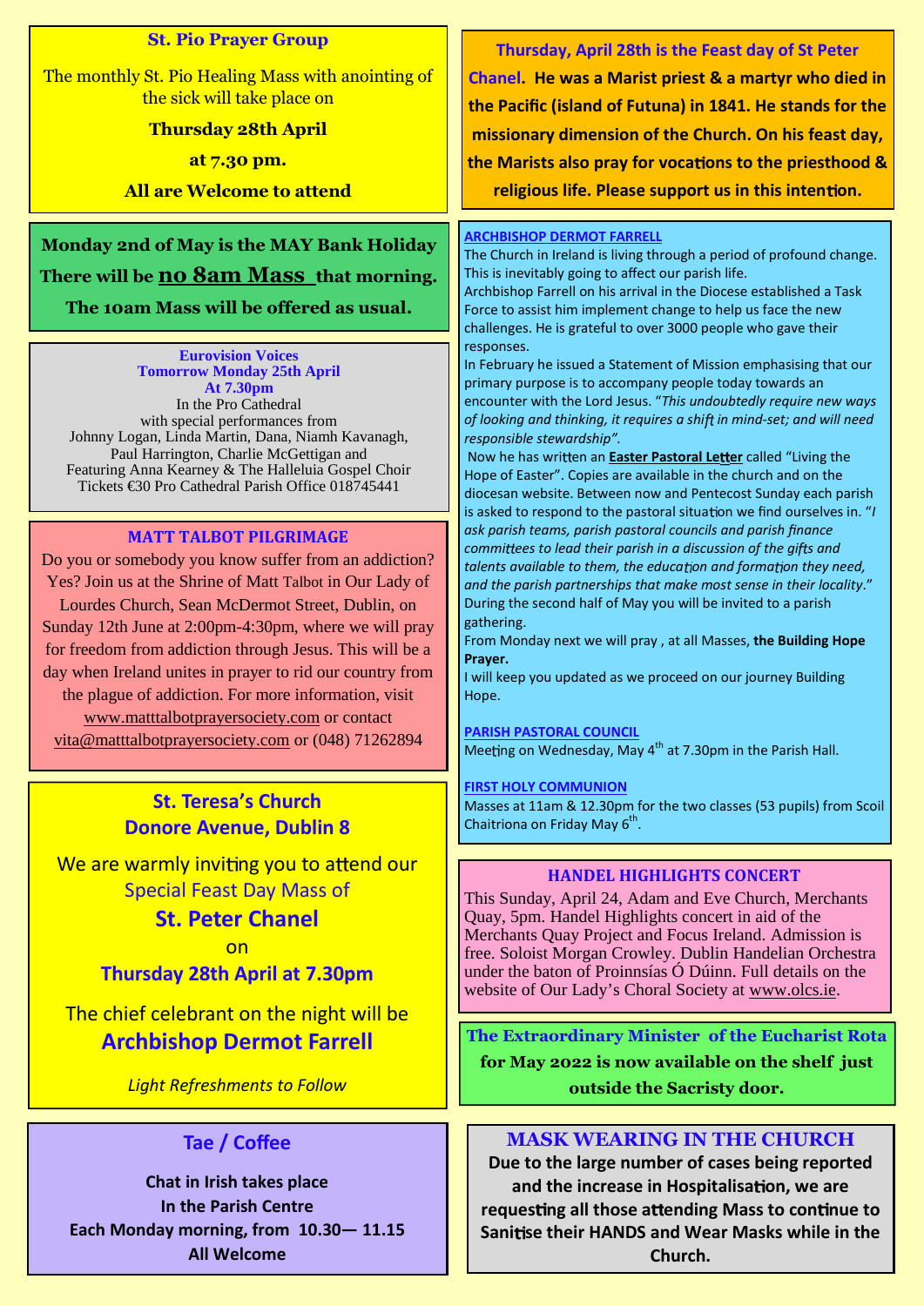## St. Pio Prayer Group

The monthly St. Pio Healing Mass with anointing of the sick will take place on

**Thursday 28th April**

**at 7.30 pm.**

**All are Welcome to attend**

**Monday 2nd of May is the MAY Bank Holiday**
**There will be no 8am Mass that morning.**
**The 10am Mass will be offered as usual.**

### Eurovision Voices

**Tomorrow Monday 25th April**
**At 7.30pm**
In the Pro Cathedral
with special performances from
Johnny Logan, Linda Martin, Dana, Niamh Kavanagh, Paul Harrington, Charlie McGettigan and
Featuring Anna Kearney & The Halleluia Gospel Choir
Tickets €30 Pro Cathedral Parish Office 018745441

### MATT TALBOT PILGRIMAGE

Do you or somebody you know suffer from an addiction? Yes? Join us at the Shrine of Matt Talbot in Our Lady of Lourdes Church, Sean McDermot Street, Dublin, on Sunday 12th June at 2:00pm-4:30pm, where we will pray for freedom from addiction through Jesus. This will be a day when Ireland unites in prayer to rid our country from the plague of addiction. For more information, visit www.matttalbotprayersociety.com or contact vita@matttalbotprayersociety.com or (048) 71262894

## St. Teresa's Church
## Donore Avenue, Dublin 8

We are warmly inviting you to attend our Special Feast Day Mass of

**St. Peter Chanel**

on

**Thursday 28th April at 7.30pm**

The chief celebrant on the night will be
**Archbishop Dermot Farrell**

*Light Refreshments to Follow*

## Tae / Coffee

**Chat in Irish takes place**
**In the Parish Centre**
**Each Monday morning, from 10.30— 11.15**
**All Welcome**

**Thursday, April 28th is the Feast day of St Peter Chanel. He was a Marist priest & a martyr who died in the Pacific (island of Futuna) in 1841. He stands for the missionary dimension of the Church. On his feast day, the Marists also pray for vocations to the priesthood & religious life. Please support us in this intention.**

### ARCHBISHOP DERMOT FARRELL

The Church in Ireland is living through a period of profound change. This is inevitably going to affect our parish life.
Archbishop Farrell on his arrival in the Diocese established a Task Force to assist him implement change to help us face the new challenges. He is grateful to over 3000 people who gave their responses.
In February he issued a Statement of Mission emphasising that our primary purpose is to accompany people today towards an encounter with the Lord Jesus. "*This undoubtedly require new ways of looking and thinking, it requires a shift in mind-set; and will need responsible stewardship".*
Now he has written an **Easter Pastoral Letter** called "Living the Hope of Easter". Copies are available in the church and on the diocesan website. Between now and Pentecost Sunday each parish is asked to respond to the pastoral situation we find ourselves in. "*I ask parish teams, parish pastoral councils and parish finance committees to lead their parish in a discussion of the gifts and talents available to them, the education and formation they need, and the parish partnerships that make most sense in their locality*."
During the second half of May you will be invited to a parish gathering.
From Monday next we will pray , at all Masses, **the Building Hope Prayer.**
I will keep you updated as we proceed on our journey Building Hope.

### PARISH PASTORAL COUNCIL

Meeting on Wednesday, May 4th at 7.30pm in the Parish Hall.

### FIRST HOLY COMMUNION

Masses at 11am & 12.30pm for the two classes (53 pupils) from Scoil Chaitriona on Friday May 6th.

### HANDEL HIGHLIGHTS CONCERT

This Sunday, April 24, Adam and Eve Church, Merchants Quay, 5pm. Handel Highlights concert in aid of the Merchants Quay Project and Focus Ireland. Admission is free. Soloist Morgan Crowley. Dublin Handelian Orchestra under the baton of Proinnsías Ó Dúinn. Full details on the website of Our Lady's Choral Society at www.olcs.ie.

**The Extraordinary Minister of the Eucharist Rota for May 2022 is now available on the shelf just outside the Sacristy door.**

### MASK WEARING IN THE CHURCH

**Due to the large number of cases being reported and the increase in Hospitalisation, we are requesting all those attending Mass to continue to Sanitise their HANDS and Wear Masks while in the Church.**